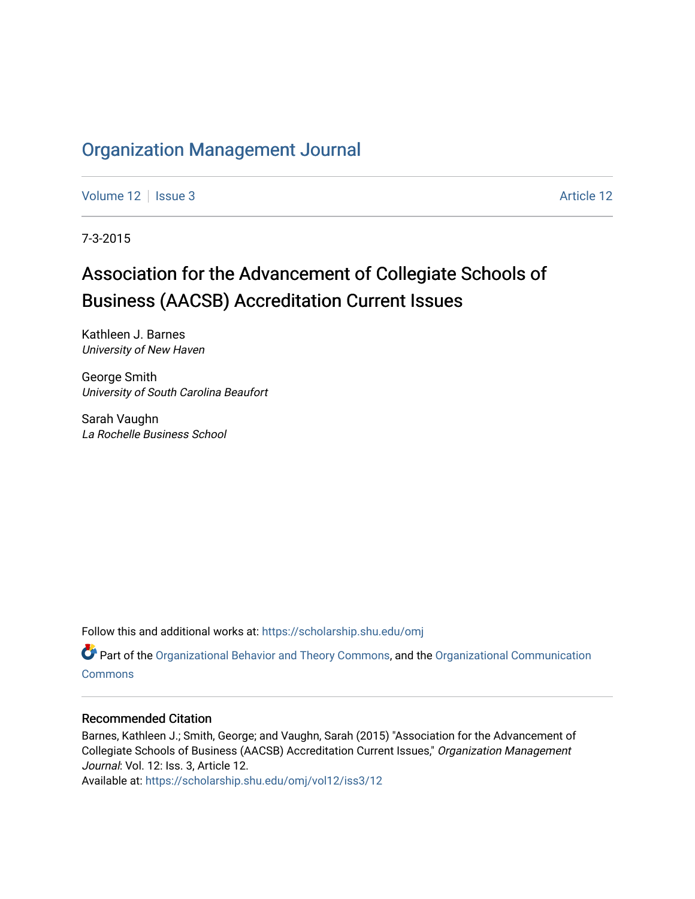# Organization Management Journal

Volume 12 | Issue 3 | Article 12

7-3-2015

## Association for the Advancement of Collegiate Schools of Business (AACSB) Accreditation Current Issues

Kathleen J. Barnes
*University of New Haven*

George Smith
*University of South Carolina Beaufort*

Sarah Vaughn
*La Rochelle Business School*

Follow this and additional works at: https://scholarship.shu.edu/omj

Part of the Organizational Behavior and Theory Commons, and the Organizational Communication Commons

### Recommended Citation

Barnes, Kathleen J.; Smith, George; and Vaughn, Sarah (2015) "Association for the Advancement of Collegiate Schools of Business (AACSB) Accreditation Current Issues," *Organization Management Journal*: Vol. 12: Iss. 3, Article 12.
Available at: https://scholarship.shu.edu/omj/vol12/iss3/12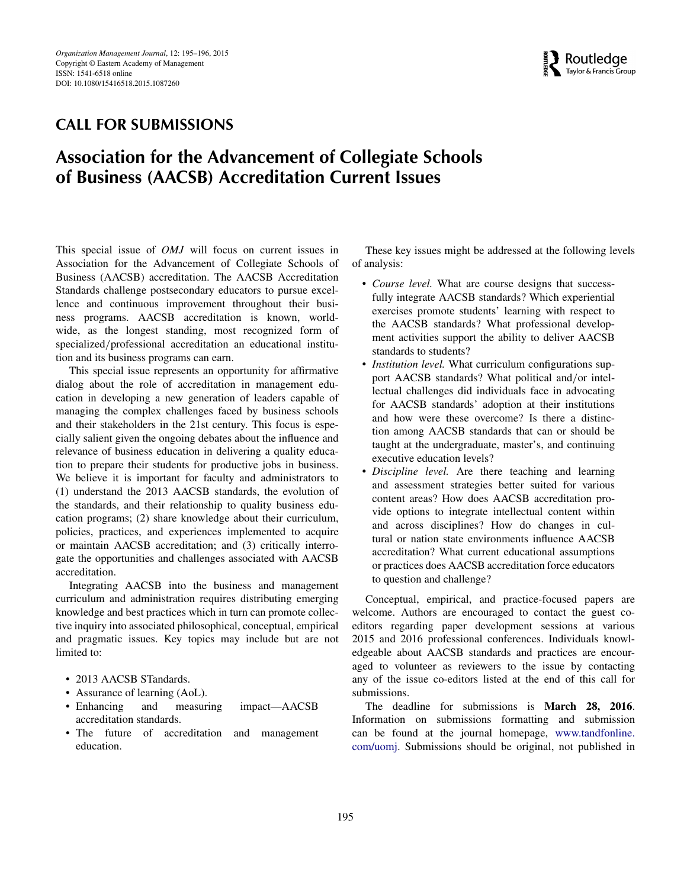# CALL FOR SUBMISSIONS

# Association for the Advancement of Collegiate Schools of Business (AACSB) Accreditation Current Issues

This special issue of *OMJ* will focus on current issues in Association for the Advancement of Collegiate Schools of Business (AACSB) accreditation. The AACSB Accreditation Standards challenge postsecondary educators to pursue excellence and continuous improvement throughout their business programs. AACSB accreditation is known, worldwide, as the longest standing, most recognized form of specialized/professional accreditation an educational institution and its business programs can earn.

This special issue represents an opportunity for affirmative dialog about the role of accreditation in management education in developing a new generation of leaders capable of managing the complex challenges faced by business schools and their stakeholders in the 21st century. This focus is especially salient given the ongoing debates about the influence and relevance of business education in delivering a quality education to prepare their students for productive jobs in business. We believe it is important for faculty and administrators to (1) understand the 2013 AACSB standards, the evolution of the standards, and their relationship to quality business education programs; (2) share knowledge about their curriculum, policies, practices, and experiences implemented to acquire or maintain AACSB accreditation; and (3) critically interrogate the opportunities and challenges associated with AACSB accreditation.

Integrating AACSB into the business and management curriculum and administration requires distributing emerging knowledge and best practices which in turn can promote collective inquiry into associated philosophical, conceptual, empirical and pragmatic issues. Key topics may include but are not limited to:

- 2013 AACSB STandards.
- Assurance of learning (AoL).
- Enhancing and measuring impact—AACSB accreditation standards.
- The future of accreditation and management education.

These key issues might be addressed at the following levels of analysis:

- *Course level.* What are course designs that successfully integrate AACSB standards? Which experiential exercises promote students' learning with respect to the AACSB standards? What professional development activities support the ability to deliver AACSB standards to students?
- *Institution level.* What curriculum configurations support AACSB standards? What political and/or intellectual challenges did individuals face in advocating for AACSB standards' adoption at their institutions and how were these overcome? Is there a distinction among AACSB standards that can or should be taught at the undergraduate, master's, and continuing executive education levels?
- *Discipline level.* Are there teaching and learning and assessment strategies better suited for various content areas? How does AACSB accreditation provide options to integrate intellectual content within and across disciplines? How do changes in cultural or nation state environments influence AACSB accreditation? What current educational assumptions or practices does AACSB accreditation force educators to question and challenge?

Conceptual, empirical, and practice-focused papers are welcome. Authors are encouraged to contact the guest co-editors regarding paper development sessions at various 2015 and 2016 professional conferences. Individuals knowledgeable about AACSB standards and practices are encouraged to volunteer as reviewers to the issue by contacting any of the issue co-editors listed at the end of this call for submissions.

The deadline for submissions is **March 28, 2016**. Information on submissions formatting and submission can be found at the journal homepage, www.tandfonline.com/uomj. Submissions should be original, not published in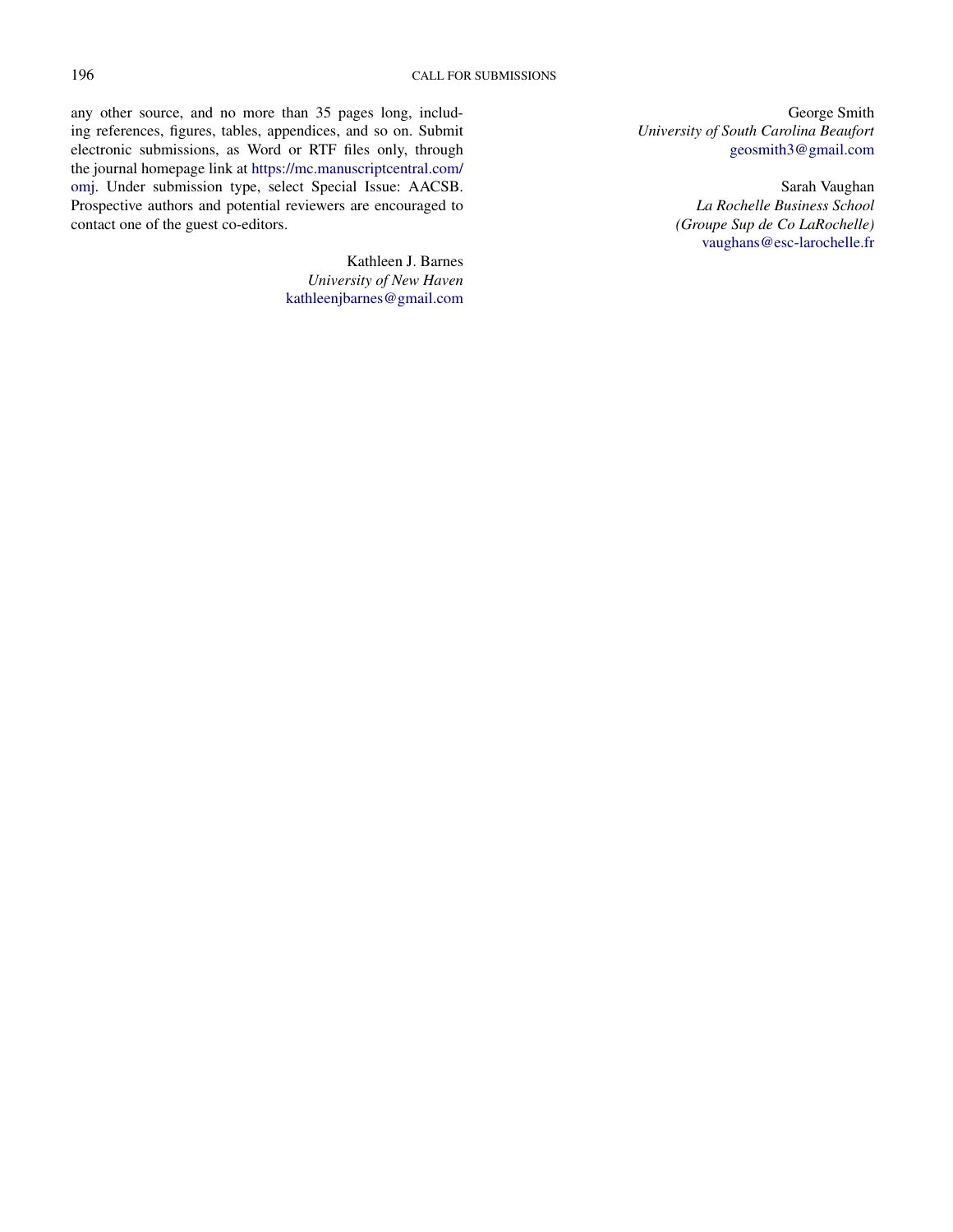any other source, and no more than 35 pages long, including references, figures, tables, appendices, and so on. Submit electronic submissions, as Word or RTF files only, through the journal homepage link at https://mc.manuscriptcentral.com/omj. Under submission type, select Special Issue: AACSB. Prospective authors and potential reviewers are encouraged to contact one of the guest co-editors.

Kathleen J. Barnes
*University of New Haven*
kathleenjbarnes@gmail.com

George Smith
*University of South Carolina Beaufort*
geosmith3@gmail.com

Sarah Vaughan
*La Rochelle Business School*
*(Groupe Sup de Co LaRochelle)*
vaughans@esc-larochelle.fr